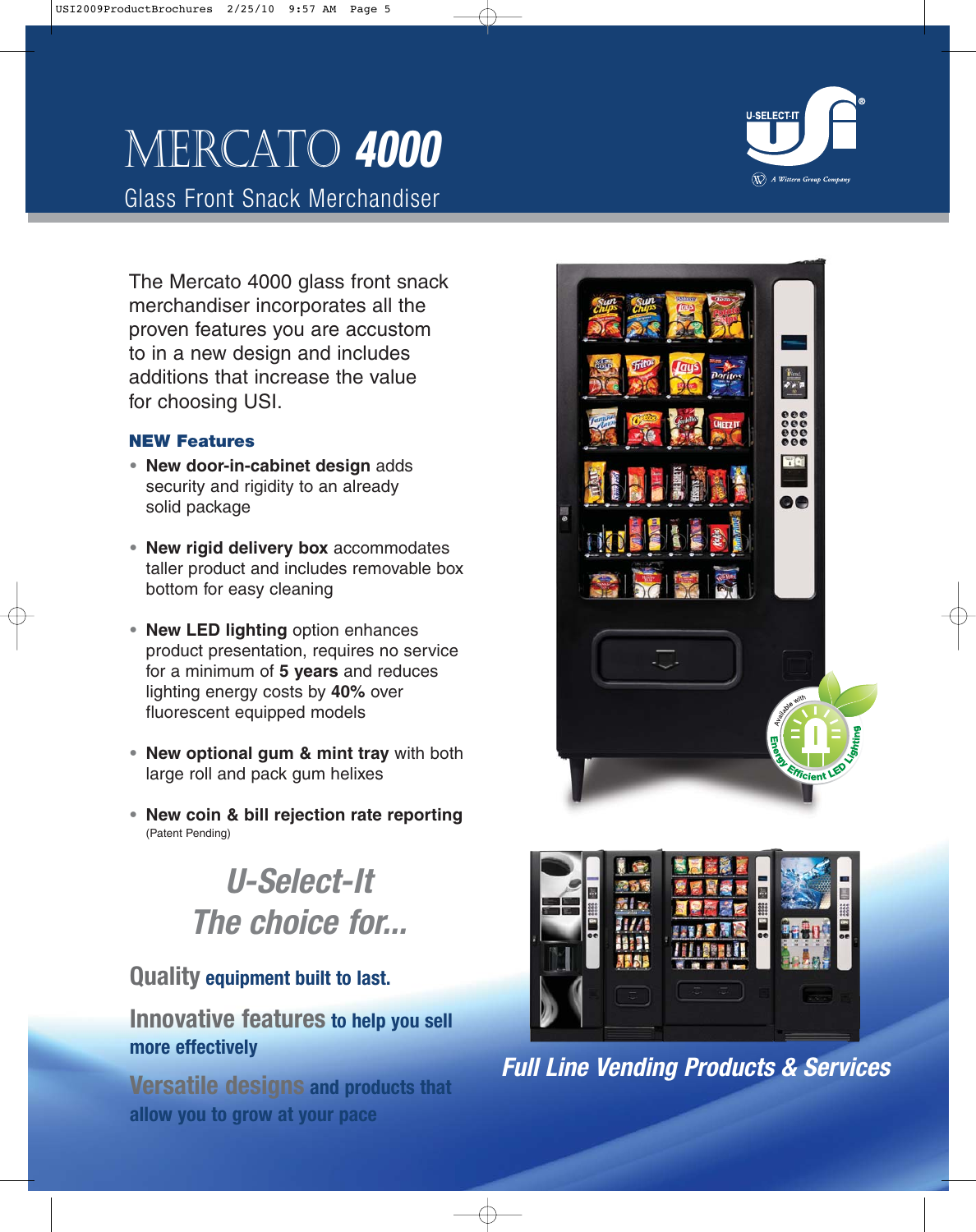# MERCATO 4000

## Glass Front Snack Merchandiser

The Mercato 4000 glass front snack merchandiser incorporates all the proven features you are accustom to in a new design and includes additions that increase the value for choosing USI.

### NEW Features

- **New door-in-cabinet design** adds security and rigidity to an already solid package
- **New rigid delivery box** accommodates taller product and includes removable box bottom for easy cleaning
- **New LED lighting** option enhances product presentation, requires no service for a minimum of **5 years** and reduces lighting energy costs by **40%** over fluorescent equipped models
- **New optional gum & mint tray** with both large roll and pack gum helixes
- **New coin & bill rejection rate reporting** (Patent Pending)

## *U-Select-It The choice for...*

**Quality** equipment built to last.

**Innovative features** to help you sell more effectively

**Versatile designs** and products that allow you to grow at your pace

***Full Line Vending Products & Services***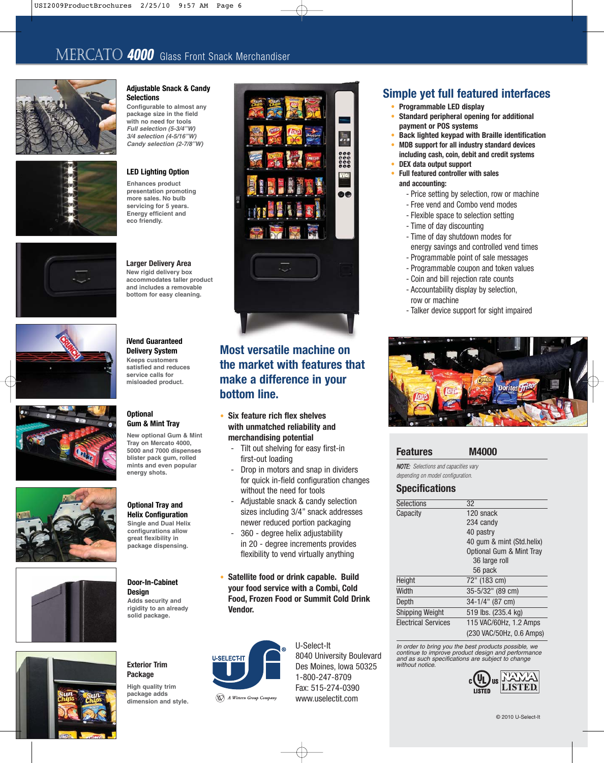# MERCATO 4000 Glass Front Snack Merchandiser

**Adjustable Snack & Candy Selections**

Configurable to almost any package size in the field with no need for tools
*Full selection (5-3/4"W)*
*3/4 selection (4-5/16"W)*
*Candy selection (2-7/8"W)*

**LED Lighting Option**

Enhances product presentation promoting more sales. No bulb servicing for 5 years. Energy efficient and eco friendly.

**Larger Delivery Area**

New rigid delivery box accommodates taller product and includes a removable bottom for easy cleaning.

**iVend Guaranteed Delivery System**

Keeps customers satisfied and reduces service calls for misloaded product.

**Optional Gum & Mint Tray**

New optional Gum & Mint Tray on Mercato 4000, 5000 and 7000 dispenses blister pack gum, rolled mints and even popular energy shots.

**Optional Tray and Helix Configuration**

Single and Dual Helix configurations allow great flexibility in package dispensing.

**Door-In-Cabinet Design**

Adds security and rigidity to an already solid package.

**Exterior Trim Package**

High quality trim package adds dimension and style.

## Most versatile machine on the market with features that make a difference in your bottom line.

- **Six feature rich flex shelves with unmatched reliability and merchandising potential**
  - Tilt out shelving for easy first-in first-out loading
  - Drop in motors and snap in dividers for quick in-field configuration changes without the need for tools
  - Adjustable snack & candy selection sizes including 3/4" snack addresses newer reduced portion packaging
  - 360 - degree helix adjustability in 20 - degree increments provides flexibility to vend virtually anything
- **Satellite food or drink capable. Build your food service with a Combi, Cold Food, Frozen Food or Summit Cold Drink Vendor.**

U-SELECT-IT®
A Western Group Company

U-Select-It
8040 University Boulevard
Des Moines, Iowa 50325
1-800-247-8709
Fax: 515-274-0390
www.uselectit.com

## Simple yet full featured interfaces

- **Programmable LED display**
- **Standard peripheral opening for additional payment or POS systems**
- **Back lighted keypad with Braille identification**
- **MDB support for all industry standard devices including cash, coin, debit and credit systems**
- **DEX data output support**
- **Full featured controller with sales and accounting:**
  - Price setting by selection, row or machine
  - Free vend and Combo vend modes
  - Flexible space to selection setting
  - Time of day discounting
  - Time of day shutdown modes for energy savings and controlled vend times
  - Programmable point of sale messages
  - Programmable coupon and token values
  - Coin and bill rejection rate counts
  - Accountability display by selection, row or machine
  - Talker device support for sight impaired

## Features M4000

*NOTE: Selections and capacities vary depending on model configuration.*

## Specifications

| | |
|---|---|
| Selections | 32 |
| Capacity | 120 snack<br>234 candy<br>40 pastry<br>40 gum & mint (Std.helix)<br>Optional Gum & Mint Tray<br>36 large roll<br>56 pack |
| Height | 72" (183 cm) |
| Width | 35-5/32" (89 cm) |
| Depth | 34-1/4" (87 cm) |
| Shipping Weight | 519 lbs. (235.4 kg) |
| Electrical Services | 115 VAC/60Hz, 1.2 Amps<br>(230 VAC/50Hz, 0.6 Amps) |

*In order to bring you the best products possible, we continue to improve product design and performance and as such specifications are subject to change without notice.*

c UL us LISTED — NAMA LISTED

© 2010 U-Select-It